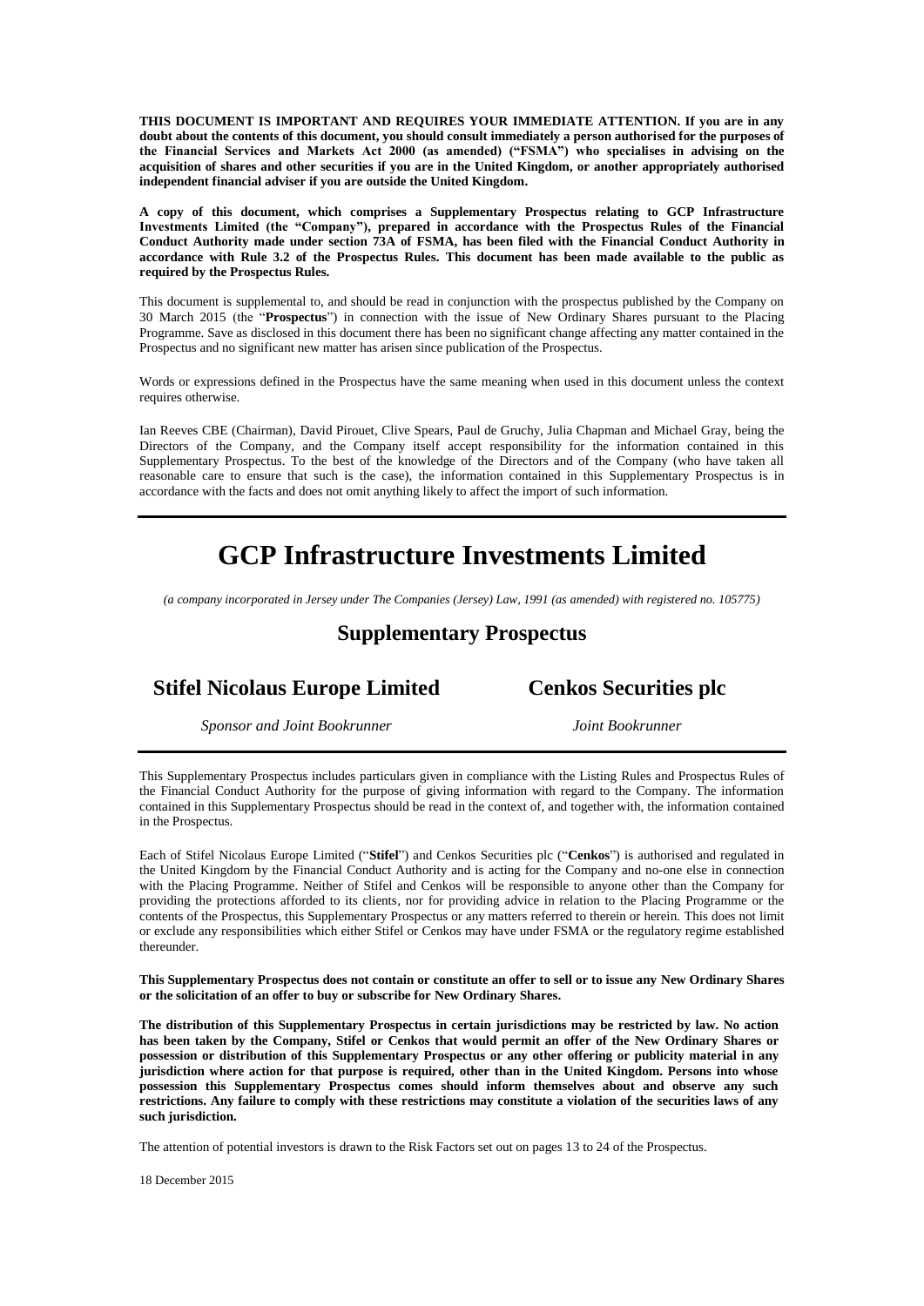**THIS DOCUMENT IS IMPORTANT AND REQUIRES YOUR IMMEDIATE ATTENTION. If you are in any doubt about the contents of this document, you should consult immediately a person authorised for the purposes of the Financial Services and Markets Act 2000 (as amended) ("FSMA") who specialises in advising on the acquisition of shares and other securities if you are in the United Kingdom, or another appropriately authorised independent financial adviser if you are outside the United Kingdom.**

**A copy of this document, which comprises a Supplementary Prospectus relating to GCP Infrastructure Investments Limited (the "Company"), prepared in accordance with the Prospectus Rules of the Financial Conduct Authority made under section 73A of FSMA, has been filed with the Financial Conduct Authority in accordance with Rule 3.2 of the Prospectus Rules. This document has been made available to the public as required by the Prospectus Rules.**

This document is supplemental to, and should be read in conjunction with the prospectus published by the Company on 30 March 2015 (the "**Prospectus**") in connection with the issue of New Ordinary Shares pursuant to the Placing Programme. Save as disclosed in this document there has been no significant change affecting any matter contained in the Prospectus and no significant new matter has arisen since publication of the Prospectus.

Words or expressions defined in the Prospectus have the same meaning when used in this document unless the context requires otherwise.

Ian Reeves CBE (Chairman), David Pirouet, Clive Spears, Paul de Gruchy, Julia Chapman and Michael Gray, being the Directors of the Company, and the Company itself accept responsibility for the information contained in this Supplementary Prospectus. To the best of the knowledge of the Directors and of the Company (who have taken all reasonable care to ensure that such is the case), the information contained in this Supplementary Prospectus is in accordance with the facts and does not omit anything likely to affect the import of such information.

# GCP Infrastructure Investments Limited

*(a company incorporated in Jersey under The Companies (Jersey) Law, 1991 (as amended) with registered no. 105775)*

## Supplementary Prospectus

**Stifel Nicolaus Europe Limited**

*Sponsor and Joint Bookrunner*

**Cenkos Securities plc**

*Joint Bookrunner*

This Supplementary Prospectus includes particulars given in compliance with the Listing Rules and Prospectus Rules of the Financial Conduct Authority for the purpose of giving information with regard to the Company. The information contained in this Supplementary Prospectus should be read in the context of, and together with, the information contained in the Prospectus.

Each of Stifel Nicolaus Europe Limited ("**Stifel**") and Cenkos Securities plc ("**Cenkos**") is authorised and regulated in the United Kingdom by the Financial Conduct Authority and is acting for the Company and no-one else in connection with the Placing Programme. Neither of Stifel and Cenkos will be responsible to anyone other than the Company for providing the protections afforded to its clients, nor for providing advice in relation to the Placing Programme or the contents of the Prospectus, this Supplementary Prospectus or any matters referred to therein or herein. This does not limit or exclude any responsibilities which either Stifel or Cenkos may have under FSMA or the regulatory regime established thereunder.

**This Supplementary Prospectus does not contain or constitute an offer to sell or to issue any New Ordinary Shares or the solicitation of an offer to buy or subscribe for New Ordinary Shares.**

**The distribution of this Supplementary Prospectus in certain jurisdictions may be restricted by law. No action has been taken by the Company, Stifel or Cenkos that would permit an offer of the New Ordinary Shares or possession or distribution of this Supplementary Prospectus or any other offering or publicity material in any jurisdiction where action for that purpose is required, other than in the United Kingdom. Persons into whose possession this Supplementary Prospectus comes should inform themselves about and observe any such restrictions. Any failure to comply with these restrictions may constitute a violation of the securities laws of any such jurisdiction.**

The attention of potential investors is drawn to the Risk Factors set out on pages 13 to 24 of the Prospectus.

18 December 2015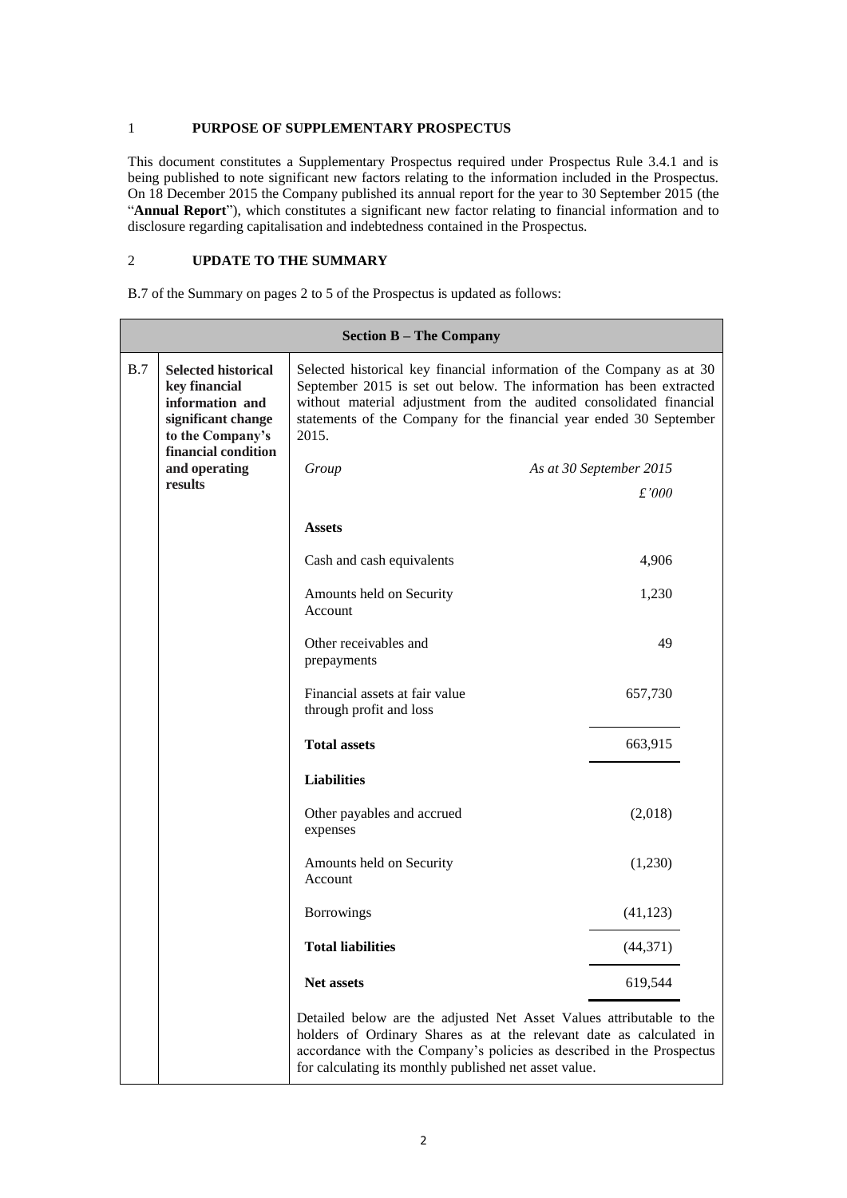## 1 PURPOSE OF SUPPLEMENTARY PROSPECTUS

This document constitutes a Supplementary Prospectus required under Prospectus Rule 3.4.1 and is being published to note significant new factors relating to the information included in the Prospectus. On 18 December 2015 the Company published its annual report for the year to 30 September 2015 (the "**Annual Report**"), which constitutes a significant new factor relating to financial information and to disclosure regarding capitalisation and indebtedness contained in the Prospectus.

## 2 UPDATE TO THE SUMMARY

B.7 of the Summary on pages 2 to 5 of the Prospectus is updated as follows:

| **Section B – The Company** | | | |
|---|---|---|---|
| B.7 | **Selected historical key financial information and significant change to the Company's financial condition and operating results** | Selected historical key financial information of the Company as at 30 September 2015 is set out below. The information has been extracted without material adjustment from the audited consolidated financial statements of the Company for the financial year ended 30 September 2015. | |
| | | *Group* | *As at 30 September 2015* *£'000* |
| | | **Assets** | |
| | | Cash and cash equivalents | 4,906 |
| | | Amounts held on Security Account | 1,230 |
| | | Other receivables and prepayments | 49 |
| | | Financial assets at fair value through profit and loss | 657,730 |
| | | **Total assets** | 663,915 |
| | | **Liabilities** | |
| | | Other payables and accrued expenses | (2,018) |
| | | Amounts held on Security Account | (1,230) |
| | | Borrowings | (41,123) |
| | | **Total liabilities** | (44,371) |
| | | **Net assets** | 619,544 |
| | | Detailed below are the adjusted Net Asset Values attributable to the holders of Ordinary Shares as at the relevant date as calculated in accordance with the Company's policies as described in the Prospectus for calculating its monthly published net asset value. | |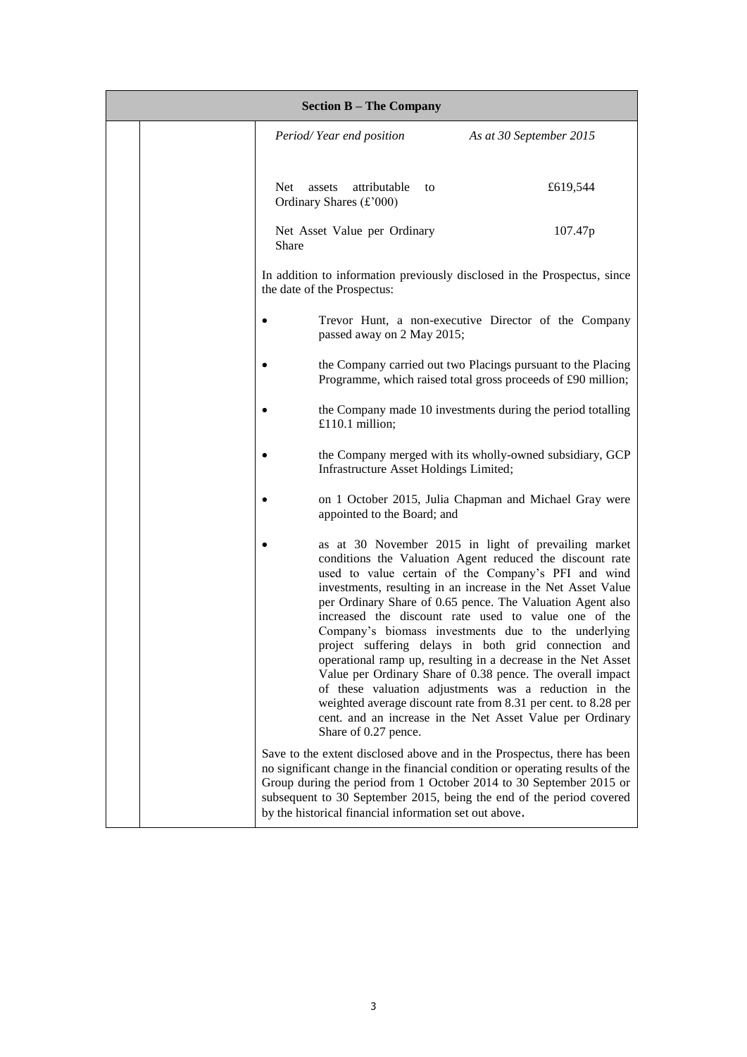| Section B – The Company | | |
|---|---|---|
| | | *Period/ Year end position* — *As at 30 September 2015*<br><br>Net assets attributable to Ordinary Shares (£'000) — £619,544<br><br>Net Asset Value per Ordinary Share — 107.47p<br><br>In addition to information previously disclosed in the Prospectus, since the date of the Prospectus:<br><br>• Trevor Hunt, a non-executive Director of the Company passed away on 2 May 2015;<br><br>• the Company carried out two Placings pursuant to the Placing Programme, which raised total gross proceeds of £90 million;<br><br>• the Company made 10 investments during the period totalling £110.1 million;<br><br>• the Company merged with its wholly-owned subsidiary, GCP Infrastructure Asset Holdings Limited;<br><br>• on 1 October 2015, Julia Chapman and Michael Gray were appointed to the Board; and<br><br>• as at 30 November 2015 in light of prevailing market conditions the Valuation Agent reduced the discount rate used to value certain of the Company's PFI and wind investments, resulting in an increase in the Net Asset Value per Ordinary Share of 0.65 pence. The Valuation Agent also increased the discount rate used to value one of the Company's biomass investments due to the underlying project suffering delays in both grid connection and operational ramp up, resulting in a decrease in the Net Asset Value per Ordinary Share of 0.38 pence. The overall impact of these valuation adjustments was a reduction in the weighted average discount rate from 8.31 per cent. to 8.28 per cent. and an increase in the Net Asset Value per Ordinary Share of 0.27 pence.<br><br>Save to the extent disclosed above and in the Prospectus, there has been no significant change in the financial condition or operating results of the Group during the period from 1 October 2014 to 30 September 2015 or subsequent to 30 September 2015, being the end of the period covered by the historical financial information set out above. |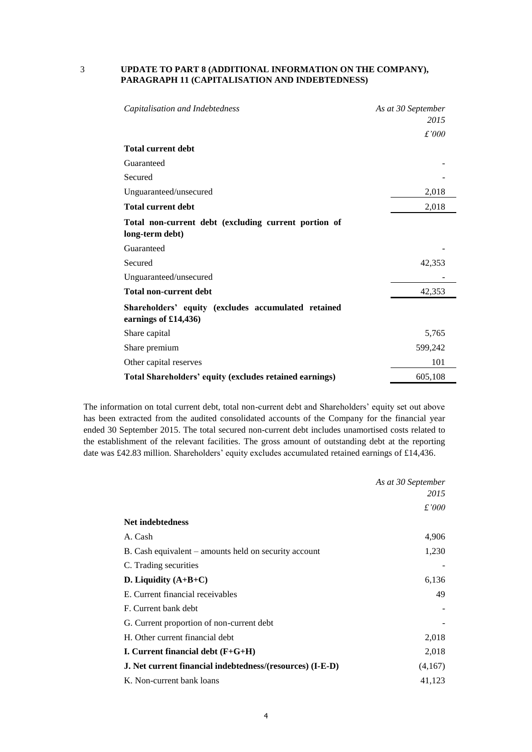## 3 UPDATE TO PART 8 (ADDITIONAL INFORMATION ON THE COMPANY), PARAGRAPH 11 (CAPITALISATION AND INDEBTEDNESS)

| *Capitalisation and Indebtedness* | *As at 30 September 2015* |
|---|---|
| | *£'000* |
| **Total current debt** | |
| Guaranteed | - |
| Secured | - |
| Unguaranteed/unsecured | 2,018 |
| **Total current debt** | 2,018 |
| **Total non-current debt (excluding current portion of long-term debt)** | |
| Guaranteed | - |
| Secured | 42,353 |
| Unguaranteed/unsecured | - |
| **Total non-current debt** | 42,353 |
| **Shareholders' equity (excludes accumulated retained earnings of £14,436)** | |
| Share capital | 5,765 |
| Share premium | 599,242 |
| Other capital reserves | 101 |
| **Total Shareholders' equity (excludes retained earnings)** | 605,108 |

The information on total current debt, total non-current debt and Shareholders' equity set out above has been extracted from the audited consolidated accounts of the Company for the financial year ended 30 September 2015. The total secured non-current debt includes unamortised costs related to the establishment of the relevant facilities. The gross amount of outstanding debt at the reporting date was £42.83 million. Shareholders' equity excludes accumulated retained earnings of £14,436.

| | *As at 30 September 2015* |
|---|---|
| | *£'000* |
| **Net indebtedness** | |
| A. Cash | 4,906 |
| B. Cash equivalent – amounts held on security account | 1,230 |
| C. Trading securities | - |
| **D. Liquidity (A+B+C)** | 6,136 |
| E. Current financial receivables | 49 |
| F. Current bank debt | - |
| G. Current proportion of non-current debt | - |
| H. Other current financial debt | 2,018 |
| **I. Current financial debt (F+G+H)** | 2,018 |
| **J. Net current financial indebtedness/(resources) (I-E-D)** | (4,167) |
| K. Non-current bank loans | 41,123 |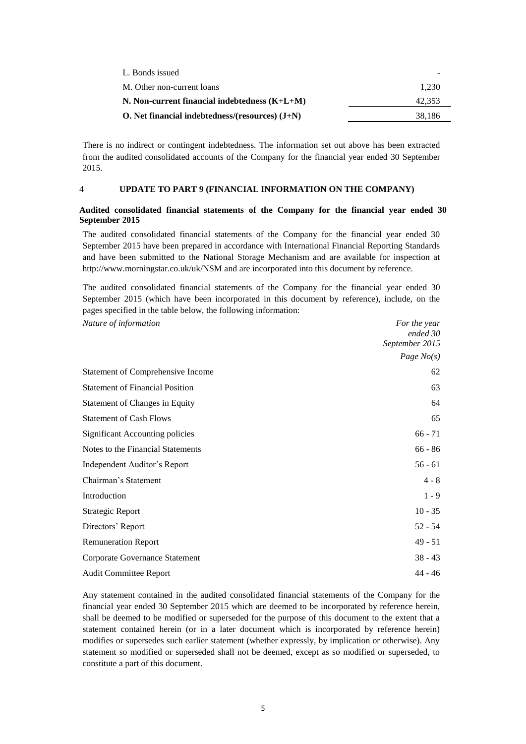| | |
|---|---|
| L. Bonds issued | - |
| M. Other non-current loans | 1,230 |
| **N. Non-current financial indebtedness (K+L+M)** | 42,353 |
| **O. Net financial indebtedness/(resources) (J+N)** | 38,186 |

There is no indirect or contingent indebtedness. The information set out above has been extracted from the audited consolidated accounts of the Company for the financial year ended 30 September 2015.

## 4 UPDATE TO PART 9 (FINANCIAL INFORMATION ON THE COMPANY)

### Audited consolidated financial statements of the Company for the financial year ended 30 September 2015

The audited consolidated financial statements of the Company for the financial year ended 30 September 2015 have been prepared in accordance with International Financial Reporting Standards and have been submitted to the National Storage Mechanism and are available for inspection at http://www.morningstar.co.uk/uk/NSM and are incorporated into this document by reference.

The audited consolidated financial statements of the Company for the financial year ended 30 September 2015 (which have been incorporated in this document by reference), include, on the pages specified in the table below, the following information:

| *Nature of information* | *For the year ended 30 September 2015*<br>*Page No(s)* |
|---|---|
| Statement of Comprehensive Income | 62 |
| Statement of Financial Position | 63 |
| Statement of Changes in Equity | 64 |
| Statement of Cash Flows | 65 |
| Significant Accounting policies | 66 - 71 |
| Notes to the Financial Statements | 66 - 86 |
| Independent Auditor's Report | 56 - 61 |
| Chairman's Statement | 4 - 8 |
| Introduction | 1 - 9 |
| Strategic Report | 10 - 35 |
| Directors' Report | 52 - 54 |
| Remuneration Report | 49 - 51 |
| Corporate Governance Statement | 38 - 43 |
| Audit Committee Report | 44 - 46 |

Any statement contained in the audited consolidated financial statements of the Company for the financial year ended 30 September 2015 which are deemed to be incorporated by reference herein, shall be deemed to be modified or superseded for the purpose of this document to the extent that a statement contained herein (or in a later document which is incorporated by reference herein) modifies or supersedes such earlier statement (whether expressly, by implication or otherwise). Any statement so modified or superseded shall not be deemed, except as so modified or superseded, to constitute a part of this document.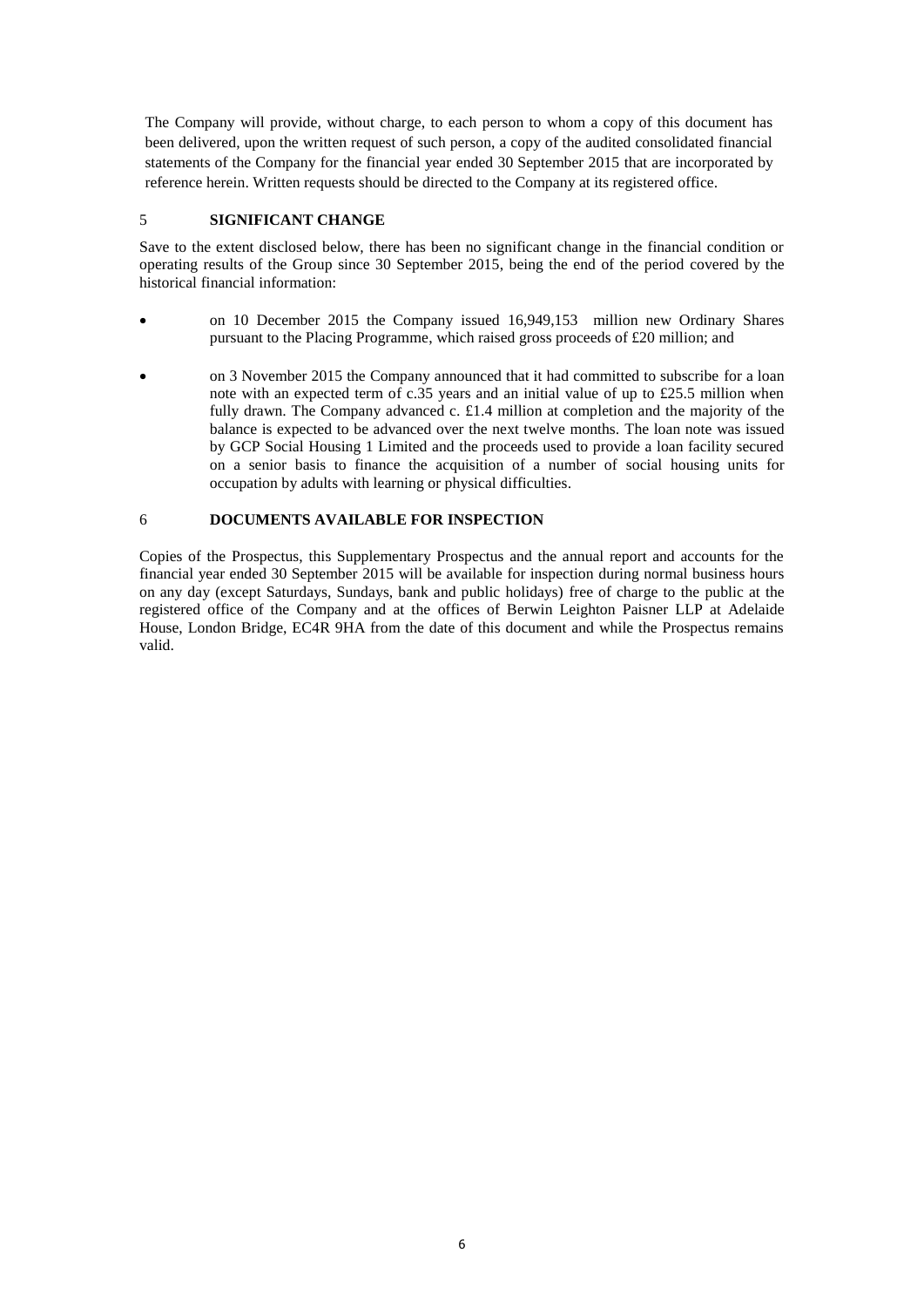The Company will provide, without charge, to each person to whom a copy of this document has been delivered, upon the written request of such person, a copy of the audited consolidated financial statements of the Company for the financial year ended 30 September 2015 that are incorporated by reference herein. Written requests should be directed to the Company at its registered office.

## 5 SIGNIFICANT CHANGE

Save to the extent disclosed below, there has been no significant change in the financial condition or operating results of the Group since 30 September 2015, being the end of the period covered by the historical financial information:

- on 10 December 2015 the Company issued 16,949,153 million new Ordinary Shares pursuant to the Placing Programme, which raised gross proceeds of £20 million; and
- on 3 November 2015 the Company announced that it had committed to subscribe for a loan note with an expected term of c.35 years and an initial value of up to £25.5 million when fully drawn. The Company advanced c. £1.4 million at completion and the majority of the balance is expected to be advanced over the next twelve months. The loan note was issued by GCP Social Housing 1 Limited and the proceeds used to provide a loan facility secured on a senior basis to finance the acquisition of a number of social housing units for occupation by adults with learning or physical difficulties.

## 6 DOCUMENTS AVAILABLE FOR INSPECTION

Copies of the Prospectus, this Supplementary Prospectus and the annual report and accounts for the financial year ended 30 September 2015 will be available for inspection during normal business hours on any day (except Saturdays, Sundays, bank and public holidays) free of charge to the public at the registered office of the Company and at the offices of Berwin Leighton Paisner LLP at Adelaide House, London Bridge, EC4R 9HA from the date of this document and while the Prospectus remains valid.